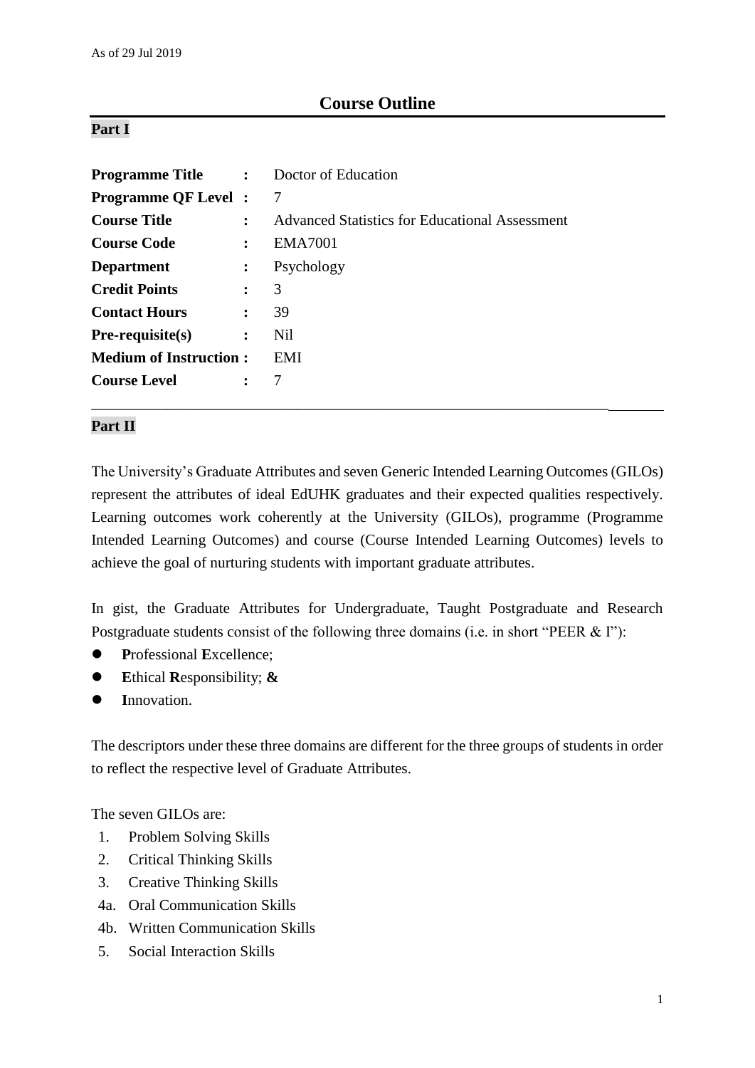As of 29 Jul 2019

# Course Outline

## Part I

| | | |
|---|---|---|
| **Programme Title** | : | Doctor of Education |
| **Programme QF Level** | : | 7 |
| **Course Title** | : | Advanced Statistics for Educational Assessment |
| **Course Code** | : | EMA7001 |
| **Department** | : | Psychology |
| **Credit Points** | : | 3 |
| **Contact Hours** | : | 39 |
| **Pre-requisite(s)** | : | Nil |
| **Medium of Instruction** | : | EMI |
| **Course Level** | : | 7 |

---

## Part II

The University's Graduate Attributes and seven Generic Intended Learning Outcomes (GILOs) represent the attributes of ideal EdUHK graduates and their expected qualities respectively. Learning outcomes work coherently at the University (GILOs), programme (Programme Intended Learning Outcomes) and course (Course Intended Learning Outcomes) levels to achieve the goal of nurturing students with important graduate attributes.

In gist, the Graduate Attributes for Undergraduate, Taught Postgraduate and Research Postgraduate students consist of the following three domains (i.e. in short "PEER & I"):

- **P**rofessional **E**xcellence;
- **E**thical **R**esponsibility; **&**
- **I**nnovation.

The descriptors under these three domains are different for the three groups of students in order to reflect the respective level of Graduate Attributes.

The seven GILOs are:

1. Problem Solving Skills
2. Critical Thinking Skills
3. Creative Thinking Skills

4a. Oral Communication Skills

4b. Written Communication Skills

5. Social Interaction Skills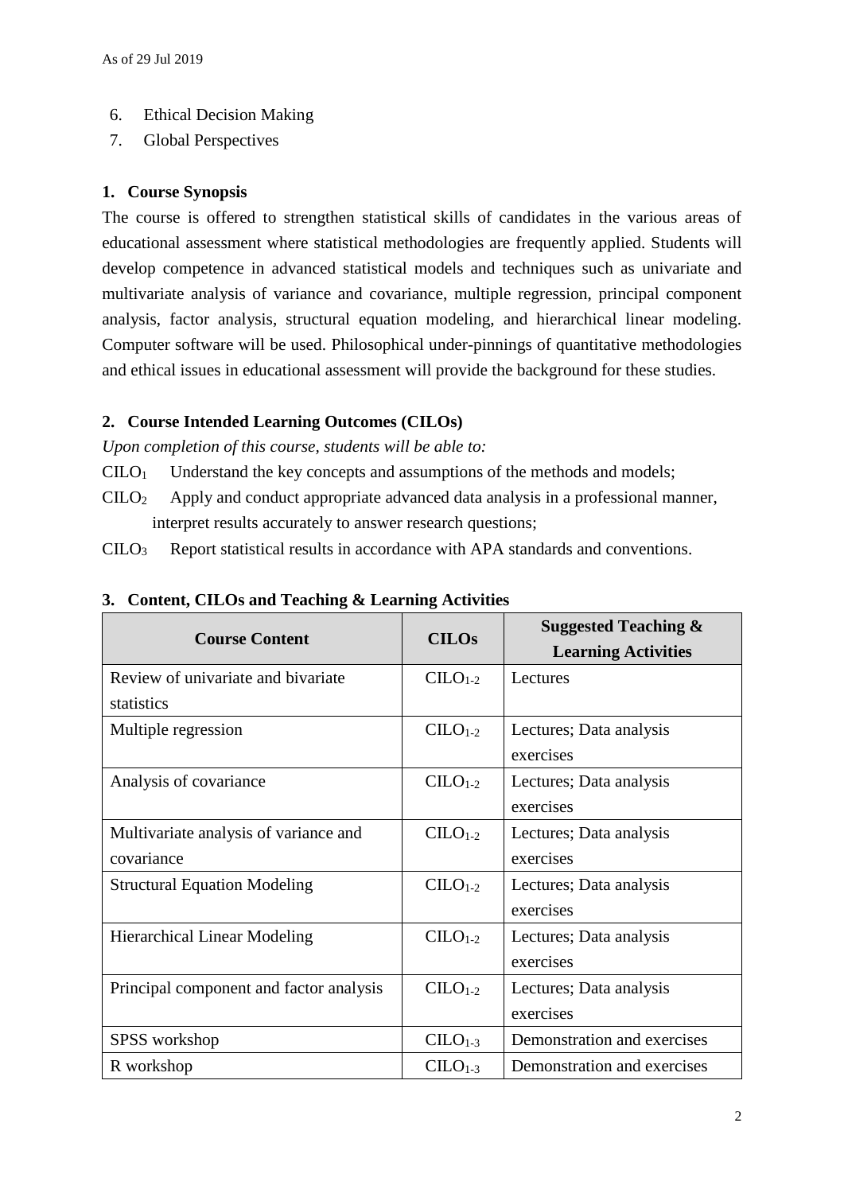6. Ethical Decision Making
7. Global Perspectives

## 1. Course Synopsis

The course is offered to strengthen statistical skills of candidates in the various areas of educational assessment where statistical methodologies are frequently applied. Students will develop competence in advanced statistical models and techniques such as univariate and multivariate analysis of variance and covariance, multiple regression, principal component analysis, factor analysis, structural equation modeling, and hierarchical linear modeling. Computer software will be used. Philosophical under-pinnings of quantitative methodologies and ethical issues in educational assessment will provide the background for these studies.

## 2. Course Intended Learning Outcomes (CILOs)

*Upon completion of this course, students will be able to:*

$CILO_1$ Understand the key concepts and assumptions of the methods and models;

$CILO_2$ Apply and conduct appropriate advanced data analysis in a professional manner, interpret results accurately to answer research questions;

$CILO_3$ Report statistical results in accordance with APA standards and conventions.

## 3. Content, CILOs and Teaching & Learning Activities

| Course Content | CILOs | Suggested Teaching & Learning Activities |
|---|---|---|
| Review of univariate and bivariate statistics | $CILO_{1-2}$ | Lectures |
| Multiple regression | $CILO_{1-2}$ | Lectures; Data analysis exercises |
| Analysis of covariance | $CILO_{1-2}$ | Lectures; Data analysis exercises |
| Multivariate analysis of variance and covariance | $CILO_{1-2}$ | Lectures; Data analysis exercises |
| Structural Equation Modeling | $CILO_{1-2}$ | Lectures; Data analysis exercises |
| Hierarchical Linear Modeling | $CILO_{1-2}$ | Lectures; Data analysis exercises |
| Principal component and factor analysis | $CILO_{1-2}$ | Lectures; Data analysis exercises |
| SPSS workshop | $CILO_{1-3}$ | Demonstration and exercises |
| R workshop | $CILO_{1-3}$ | Demonstration and exercises |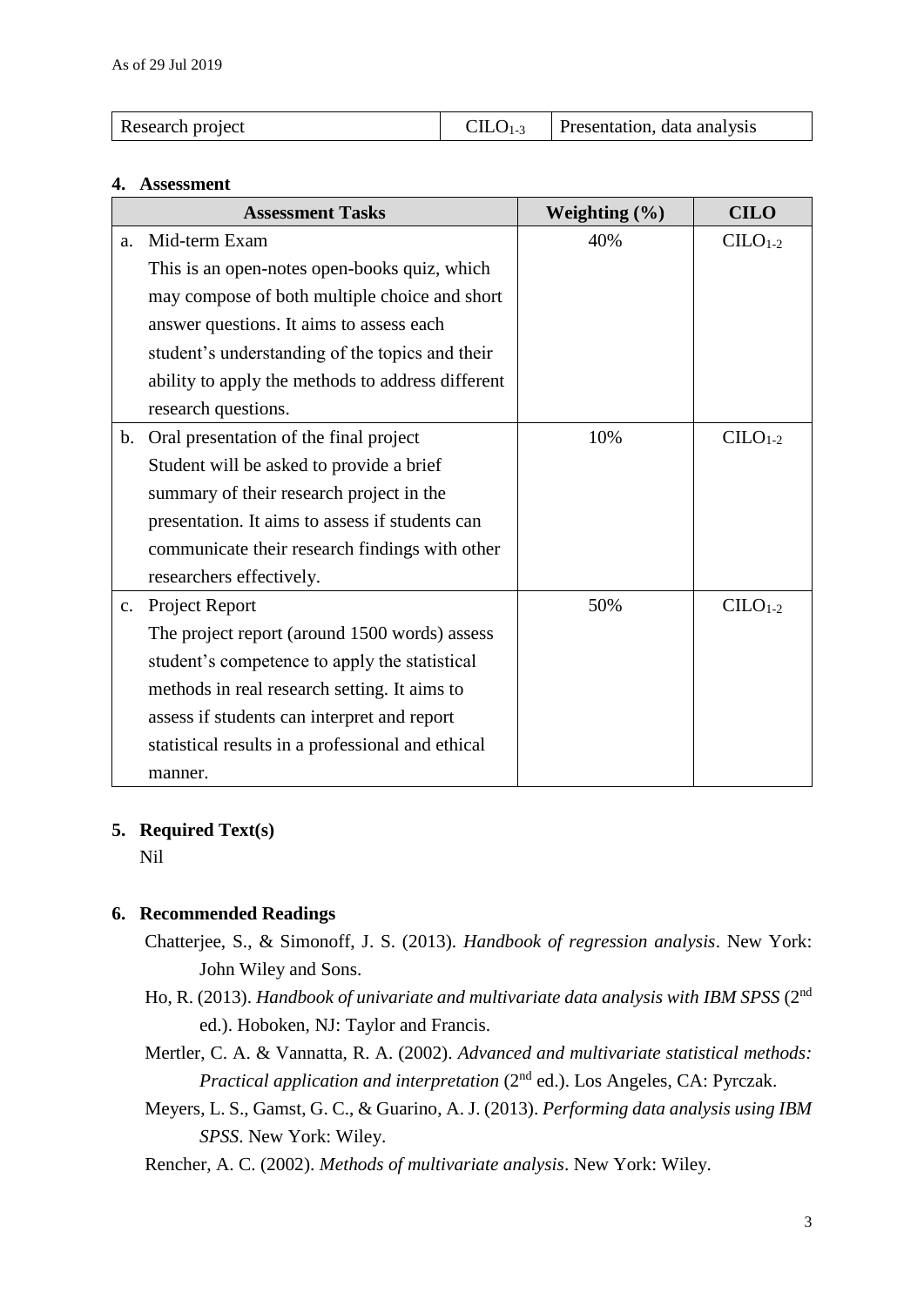| Research project | $CILO_{1-3}$ | Presentation, data analysis |
|---|---|---|

**4. Assessment**

| | Assessment Tasks | Weighting (%) | CILO |
|---|---|---|---|
| a. | Mid-term Exam<br>This is an open-notes open-books quiz, which may compose of both multiple choice and short answer questions. It aims to assess each student's understanding of the topics and their ability to apply the methods to address different research questions. | 40% | $CILO_{1-2}$ |
| b. | Oral presentation of the final project<br>Student will be asked to provide a brief summary of their research project in the presentation. It aims to assess if students can communicate their research findings with other researchers effectively. | 10% | $CILO_{1-2}$ |
| c. | Project Report<br>The project report (around 1500 words) assess student's competence to apply the statistical methods in real research setting. It aims to assess if students can interpret and report statistical results in a professional and ethical manner. | 50% | $CILO_{1-2}$ |

**5. Required Text(s)**

Nil

**6. Recommended Readings**

Chatterjee, S., & Simonoff, J. S. (2013). *Handbook of regression analysis*. New York: John Wiley and Sons.

Ho, R. (2013). *Handbook of univariate and multivariate data analysis with IBM SPSS* (2nd ed.). Hoboken, NJ: Taylor and Francis.

Mertler, C. A. & Vannatta, R. A. (2002). *Advanced and multivariate statistical methods: Practical application and interpretation* (2nd ed.). Los Angeles, CA: Pyrczak.

Meyers, L. S., Gamst, G. C., & Guarino, A. J. (2013). *Performing data analysis using IBM SPSS*. New York: Wiley.

Rencher, A. C. (2002). *Methods of multivariate analysis*. New York: Wiley.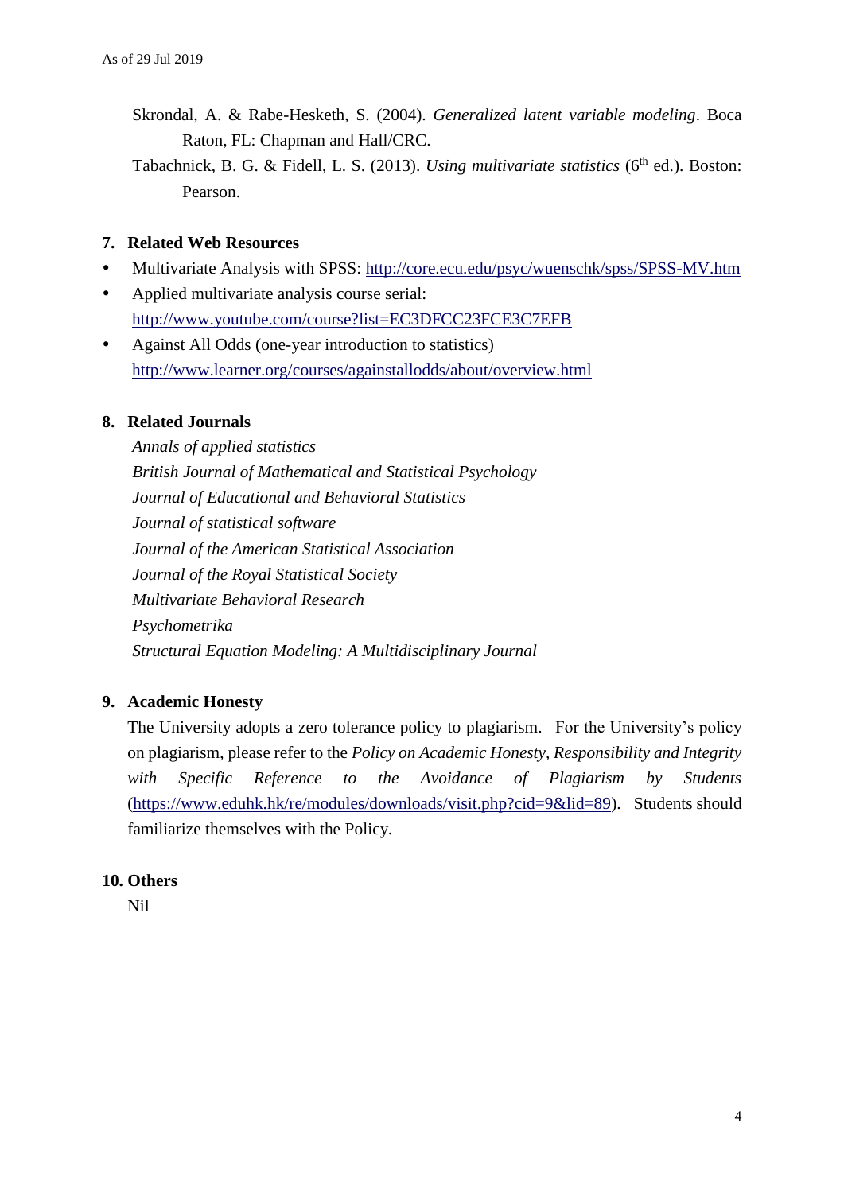Skrondal, A. & Rabe-Hesketh, S. (2004). *Generalized latent variable modeling*. Boca Raton, FL: Chapman and Hall/CRC.

Tabachnick, B. G. & Fidell, L. S. (2013). *Using multivariate statistics* (6th ed.). Boston: Pearson.

## 7. Related Web Resources

- Multivariate Analysis with SPSS: http://core.ecu.edu/psyc/wuenschk/spss/SPSS-MV.htm
- Applied multivariate analysis course serial: http://www.youtube.com/course?list=EC3DFCC23FCE3C7EFB
- Against All Odds (one-year introduction to statistics) http://www.learner.org/courses/againstallodds/about/overview.html

## 8. Related Journals

*Annals of applied statistics*
*British Journal of Mathematical and Statistical Psychology*
*Journal of Educational and Behavioral Statistics*
*Journal of statistical software*
*Journal of the American Statistical Association*
*Journal of the Royal Statistical Society*
*Multivariate Behavioral Research*
*Psychometrika*
*Structural Equation Modeling: A Multidisciplinary Journal*

## 9. Academic Honesty

The University adopts a zero tolerance policy to plagiarism. For the University's policy on plagiarism, please refer to the *Policy on Academic Honesty, Responsibility and Integrity with Specific Reference to the Avoidance of Plagiarism by Students* (https://www.eduhk.hk/re/modules/downloads/visit.php?cid=9&lid=89). Students should familiarize themselves with the Policy.

## 10. Others

Nil